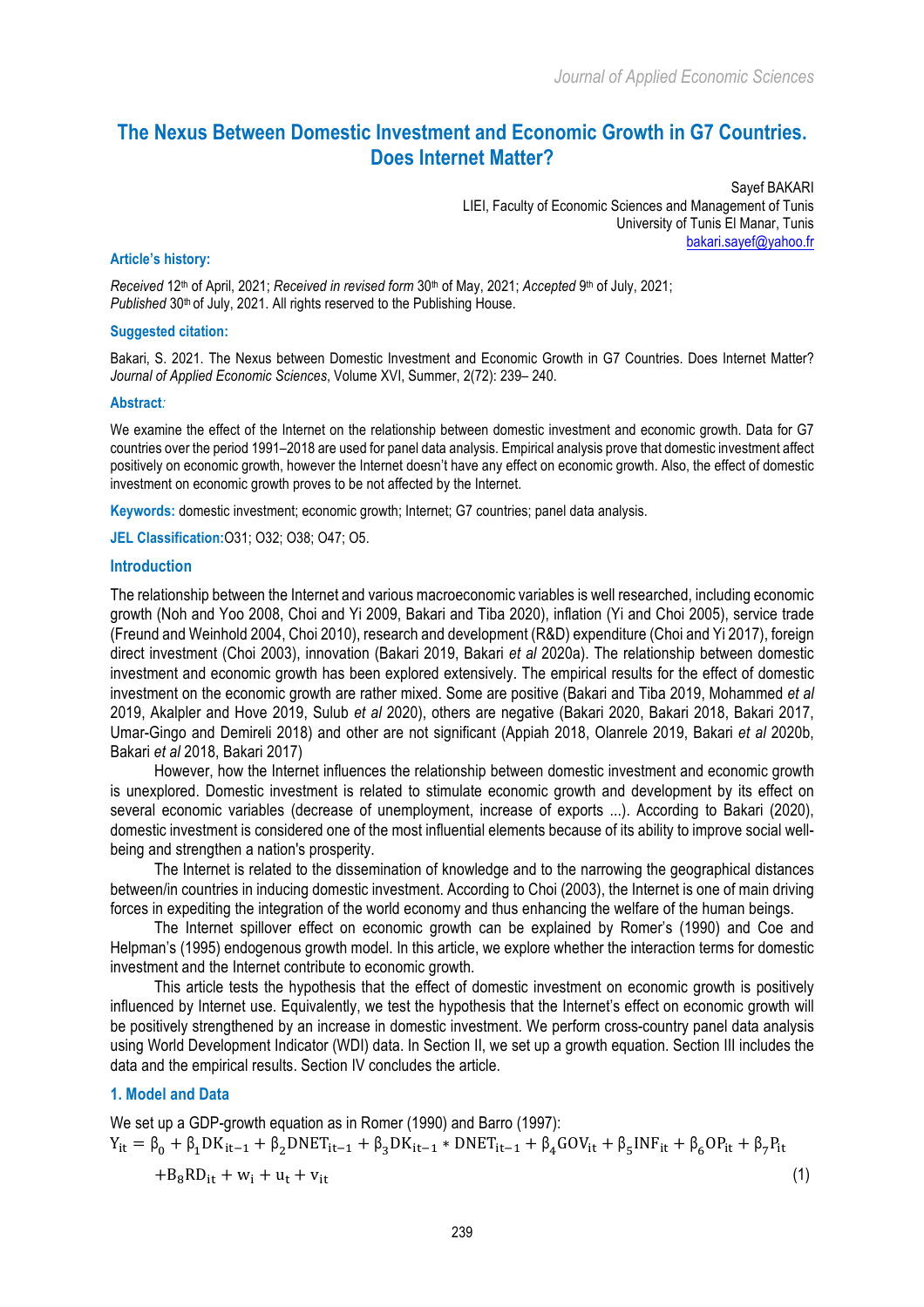# The Nexus Between Domestic Investment and Economic Growth in G7 Countries. Does Internet Matter?

Sayef BAKARI
LIEI, Faculty of Economic Sciences and Management of Tunis
University of Tunis El Manar, Tunis
bakari.sayef@yahoo.fr

### Article's history:

*Received* 12th of April, 2021; *Received in revised form* 30th of May, 2021; *Accepted* 9th of July, 2021; *Published* 30th of July, 2021. All rights reserved to the Publishing House.

### Suggested citation:

Bakari, S. 2021. The Nexus between Domestic Investment and Economic Growth in G7 Countries. Does Internet Matter? *Journal of Applied Economic Sciences*, Volume XVI, Summer, 2(72): 239– 240.

### Abstract:

We examine the effect of the Internet on the relationship between domestic investment and economic growth. Data for G7 countries over the period 1991–2018 are used for panel data analysis. Empirical analysis prove that domestic investment affect positively on economic growth, however the Internet doesn't have any effect on economic growth. Also, the effect of domestic investment on economic growth proves to be not affected by the Internet.

**Keywords:** domestic investment; economic growth; Internet; G7 countries; panel data analysis.

**JEL Classification:** O31; O32; O38; O47; O5.

## Introduction

The relationship between the Internet and various macroeconomic variables is well researched, including economic growth (Noh and Yoo 2008, Choi and Yi 2009, Bakari and Tiba 2020), inflation (Yi and Choi 2005), service trade (Freund and Weinhold 2004, Choi 2010), research and development (R&D) expenditure (Choi and Yi 2017), foreign direct investment (Choi 2003), innovation (Bakari 2019, Bakari *et al* 2020a). The relationship between domestic investment and economic growth has been explored extensively. The empirical results for the effect of domestic investment on the economic growth are rather mixed. Some are positive (Bakari and Tiba 2019, Mohammed *et al* 2019, Akalpler and Hove 2019, Sulub *et al* 2020), others are negative (Bakari 2020, Bakari 2018, Bakari 2017, Umar-Gingo and Demireli 2018) and other are not significant (Appiah 2018, Olanrele 2019, Bakari *et al* 2020b, Bakari *et al* 2018, Bakari 2017)

However, how the Internet influences the relationship between domestic investment and economic growth is unexplored. Domestic investment is related to stimulate economic growth and development by its effect on several economic variables (decrease of unemployment, increase of exports ...). According to Bakari (2020), domestic investment is considered one of the most influential elements because of its ability to improve social well-being and strengthen a nation's prosperity.

The Internet is related to the dissemination of knowledge and to the narrowing the geographical distances between/in countries in inducing domestic investment. According to Choi (2003), the Internet is one of main driving forces in expediting the integration of the world economy and thus enhancing the welfare of the human beings.

The Internet spillover effect on economic growth can be explained by Romer's (1990) and Coe and Helpman's (1995) endogenous growth model. In this article, we explore whether the interaction terms for domestic investment and the Internet contribute to economic growth.

This article tests the hypothesis that the effect of domestic investment on economic growth is positively influenced by Internet use. Equivalently, we test the hypothesis that the Internet's effect on economic growth will be positively strengthened by an increase in domestic investment. We perform cross-country panel data analysis using World Development Indicator (WDI) data. In Section II, we set up a growth equation. Section III includes the data and the empirical results. Section IV concludes the article.

## 1. Model and Data

We set up a GDP-growth equation as in Romer (1990) and Barro (1997):

$$Y_{it} = \beta_0 + \beta_1 DK_{it-1} + \beta_2 DNET_{it-1} + \beta_3 DK_{it-1} * DNET_{it-1} + \beta_4 GOV_{it} + \beta_5 INF_{it} + \beta_6 OP_{it} + \beta_7 P_{it} + B_8 RD_{it} + w_i + u_t + v_{it} \quad (1)$$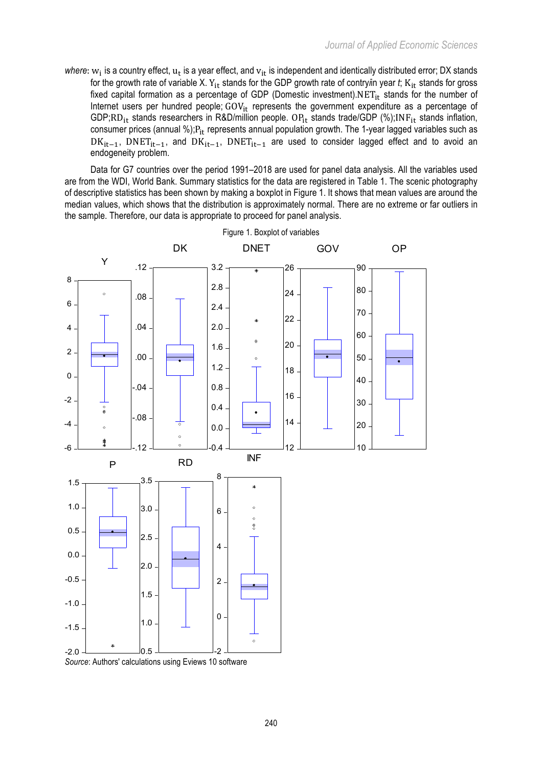*where*: $w_i$ is a country effect, $u_t$ is a year effect, and $v_{it}$ is independent and identically distributed error; DX stands for the growth rate of variable X. $Y_{it}$ stands for the GDP growth rate of contry*i*in year *t*; $K_{it}$ stands for gross fixed capital formation as a percentage of GDP (Domestic investment).$NET_{it}$ stands for the number of Internet users per hundred people; $GOV_{it}$ represents the government expenditure as a percentage of GDP;$RD_{it}$ stands researchers in R&D/million people. $OP_{it}$ stands trade/GDP (%);$INF_{it}$ stands inflation, consumer prices (annual %);$P_{it}$ represents annual population growth. The 1-year lagged variables such as $DK_{it-1}$, $DNET_{it-1}$, and $DK_{it-1}$, $DNET_{it-1}$ are used to consider lagged effect and to avoid an endogeneity problem.

Data for G7 countries over the period 1991–2018 are used for panel data analysis. All the variables used are from the WDI, World Bank. Summary statistics for the data are registered in Table 1. The scenic photography of descriptive statistics has been shown by making a boxplot in Figure 1. It shows that mean values are around the median values, which shows that the distribution is approximately normal. There are no extreme or far outliers in the sample. Therefore, our data is appropriate to proceed for panel analysis.

Figure 1. Boxplot of variables

*Source*: Authors' calculations using Eviews 10 software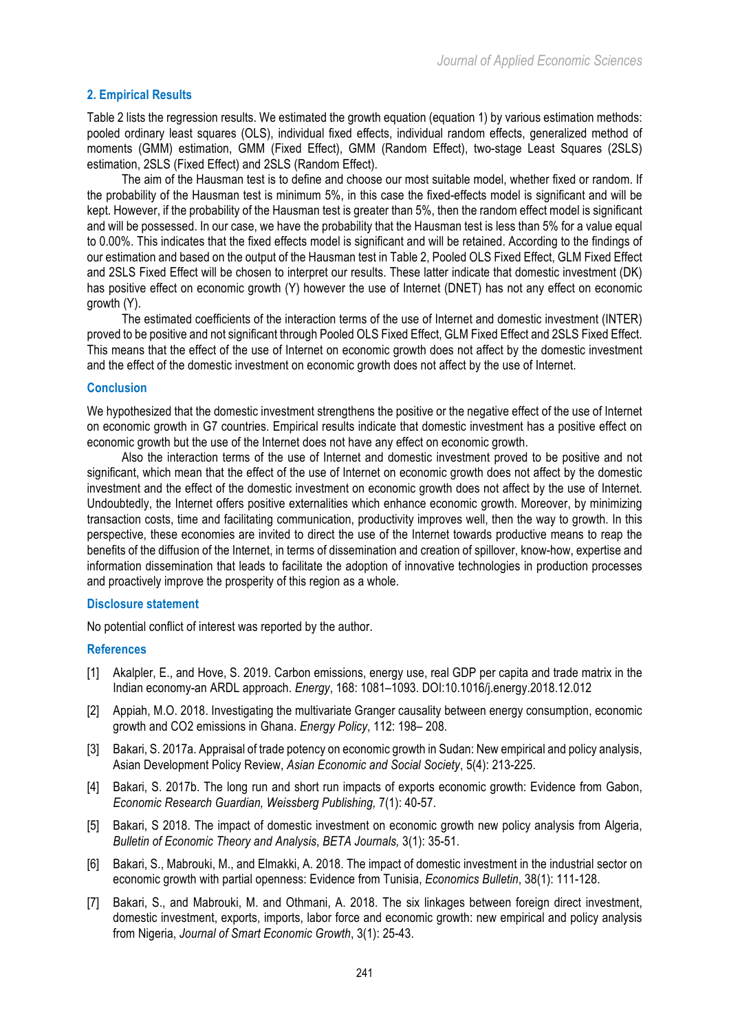## 2. Empirical Results

Table 2 lists the regression results. We estimated the growth equation (equation 1) by various estimation methods: pooled ordinary least squares (OLS), individual fixed effects, individual random effects, generalized method of moments (GMM) estimation, GMM (Fixed Effect), GMM (Random Effect), two-stage Least Squares (2SLS) estimation, 2SLS (Fixed Effect) and 2SLS (Random Effect).

The aim of the Hausman test is to define and choose our most suitable model, whether fixed or random. If the probability of the Hausman test is minimum 5%, in this case the fixed-effects model is significant and will be kept. However, if the probability of the Hausman test is greater than 5%, then the random effect model is significant and will be possessed. In our case, we have the probability that the Hausman test is less than 5% for a value equal to 0.00%. This indicates that the fixed effects model is significant and will be retained. According to the findings of our estimation and based on the output of the Hausman test in Table 2, Pooled OLS Fixed Effect, GLM Fixed Effect and 2SLS Fixed Effect will be chosen to interpret our results. These latter indicate that domestic investment (DK) has positive effect on economic growth (Y) however the use of Internet (DNET) has not any effect on economic growth (Y).

The estimated coefficients of the interaction terms of the use of Internet and domestic investment (INTER) proved to be positive and not significant through Pooled OLS Fixed Effect, GLM Fixed Effect and 2SLS Fixed Effect. This means that the effect of the use of Internet on economic growth does not affect by the domestic investment and the effect of the domestic investment on economic growth does not affect by the use of Internet.

## Conclusion

We hypothesized that the domestic investment strengthens the positive or the negative effect of the use of Internet on economic growth in G7 countries. Empirical results indicate that domestic investment has a positive effect on economic growth but the use of the Internet does not have any effect on economic growth.

Also the interaction terms of the use of Internet and domestic investment proved to be positive and not significant, which mean that the effect of the use of Internet on economic growth does not affect by the domestic investment and the effect of the domestic investment on economic growth does not affect by the use of Internet. Undoubtedly, the Internet offers positive externalities which enhance economic growth. Moreover, by minimizing transaction costs, time and facilitating communication, productivity improves well, then the way to growth. In this perspective, these economies are invited to direct the use of the Internet towards productive means to reap the benefits of the diffusion of the Internet, in terms of dissemination and creation of spillover, know-how, expertise and information dissemination that leads to facilitate the adoption of innovative technologies in production processes and proactively improve the prosperity of this region as a whole.

## Disclosure statement

No potential conflict of interest was reported by the author.

## References

[1] Akalpler, E., and Hove, S. 2019. Carbon emissions, energy use, real GDP per capita and trade matrix in the Indian economy-an ARDL approach. *Energy*, 168: 1081–1093. DOI:10.1016/j.energy.2018.12.012

[2] Appiah, M.O. 2018. Investigating the multivariate Granger causality between energy consumption, economic growth and CO2 emissions in Ghana. *Energy Policy*, 112: 198– 208.

[3] Bakari, S. 2017a. Appraisal of trade potency on economic growth in Sudan: New empirical and policy analysis, Asian Development Policy Review, *Asian Economic and Social Society*, 5(4): 213-225.

[4] Bakari, S. 2017b. The long run and short run impacts of exports economic growth: Evidence from Gabon, *Economic Research Guardian, Weissberg Publishing,* 7(1): 40-57.

[5] Bakari, S 2018. The impact of domestic investment on economic growth new policy analysis from Algeria, *Bulletin of Economic Theory and Analysis*, *BETA Journals,* 3(1): 35-51.

[6] Bakari, S., Mabrouki, M., and Elmakki, A. 2018. The impact of domestic investment in the industrial sector on economic growth with partial openness: Evidence from Tunisia, *Economics Bulletin*, 38(1): 111-128.

[7] Bakari, S., and Mabrouki, M. and Othmani, A. 2018. The six linkages between foreign direct investment, domestic investment, exports, imports, labor force and economic growth: new empirical and policy analysis from Nigeria, *Journal of Smart Economic Growth*, 3(1): 25-43.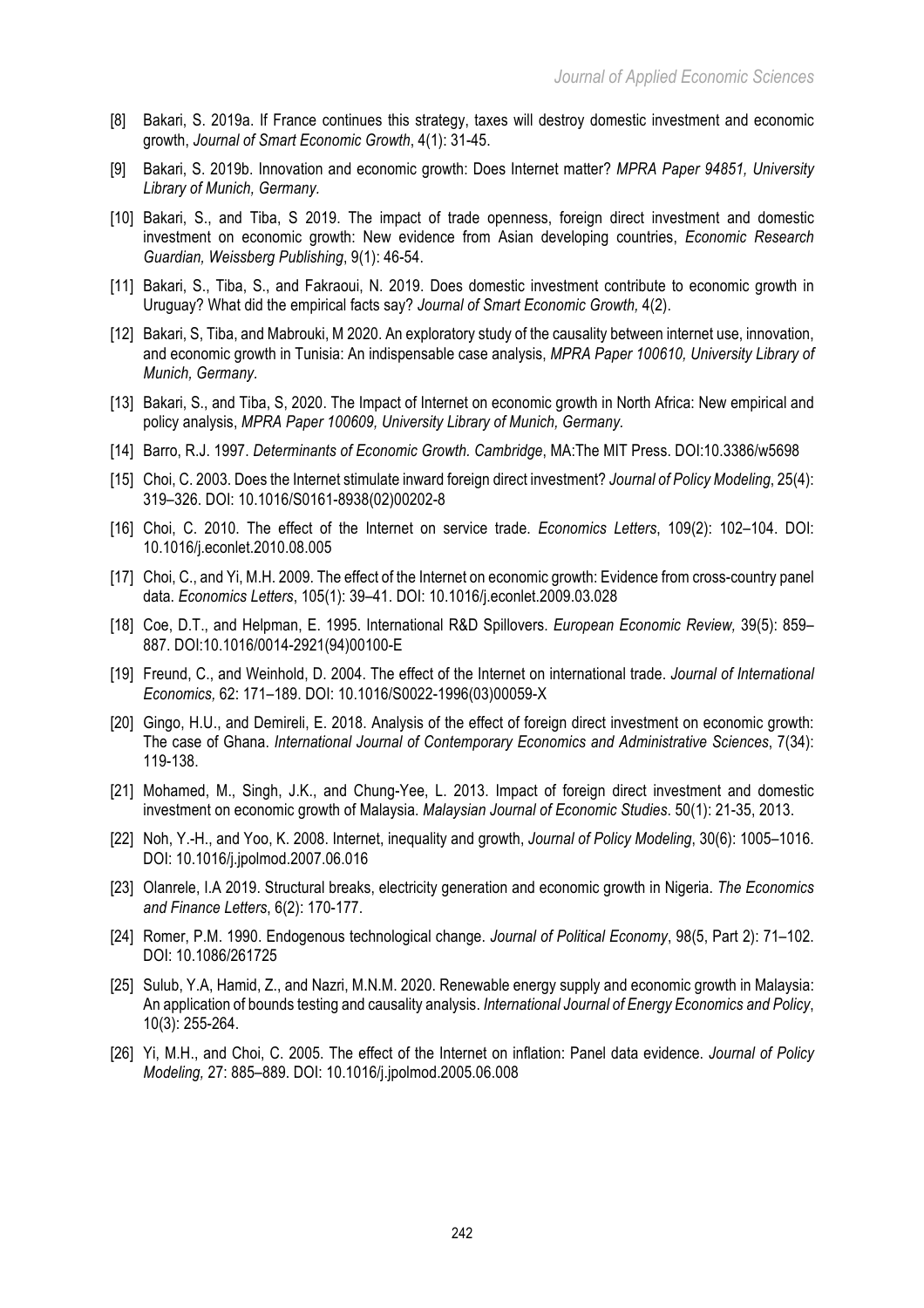[8] Bakari, S. 2019a. If France continues this strategy, taxes will destroy domestic investment and economic growth, *Journal of Smart Economic Growth*, 4(1): 31-45.

[9] Bakari, S. 2019b. Innovation and economic growth: Does Internet matter? *MPRA Paper 94851, University Library of Munich, Germany.*

[10] Bakari, S., and Tiba, S 2019. The impact of trade openness, foreign direct investment and domestic investment on economic growth: New evidence from Asian developing countries, *Economic Research Guardian, Weissberg Publishing*, 9(1): 46-54.

[11] Bakari, S., Tiba, S., and Fakraoui, N. 2019. Does domestic investment contribute to economic growth in Uruguay? What did the empirical facts say? *Journal of Smart Economic Growth,* 4(2).

[12] Bakari, S, Tiba, and Mabrouki, M 2020. An exploratory study of the causality between internet use, innovation, and economic growth in Tunisia: An indispensable case analysis, *MPRA Paper 100610, University Library of Munich, Germany*.

[13] Bakari, S., and Tiba, S, 2020. The Impact of Internet on economic growth in North Africa: New empirical and policy analysis, *MPRA Paper 100609, University Library of Munich, Germany*.

[14] Barro, R.J. 1997. *Determinants of Economic Growth. Cambridge*, MA:The MIT Press. DOI:10.3386/w5698

[15] Choi, C. 2003. Does the Internet stimulate inward foreign direct investment? *Journal of Policy Modeling*, 25(4): 319–326. DOI: 10.1016/S0161-8938(02)00202-8

[16] Choi, C. 2010. The effect of the Internet on service trade. *Economics Letters*, 109(2): 102–104. DOI: 10.1016/j.econlet.2010.08.005

[17] Choi, C., and Yi, M.H. 2009. The effect of the Internet on economic growth: Evidence from cross-country panel data. *Economics Letters*, 105(1): 39–41. DOI: 10.1016/j.econlet.2009.03.028

[18] Coe, D.T., and Helpman, E. 1995. International R&D Spillovers. *European Economic Review,* 39(5): 859–887. DOI:10.1016/0014-2921(94)00100-E

[19] Freund, C., and Weinhold, D. 2004. The effect of the Internet on international trade. *Journal of International Economics,* 62: 171–189. DOI: 10.1016/S0022-1996(03)00059-X

[20] Gingo, H.U., and Demireli, E. 2018. Analysis of the effect of foreign direct investment on economic growth: The case of Ghana. *International Journal of Contemporary Economics and Administrative Sciences*, 7(34): 119-138.

[21] Mohamed, M., Singh, J.K., and Chung-Yee, L. 2013. Impact of foreign direct investment and domestic investment on economic growth of Malaysia. *Malaysian Journal of Economic Studies*. 50(1): 21-35, 2013.

[22] Noh, Y.-H., and Yoo, K. 2008. Internet, inequality and growth, *Journal of Policy Modeling*, 30(6): 1005–1016. DOI: 10.1016/j.jpolmod.2007.06.016

[23] Olanrele, I.A 2019. Structural breaks, electricity generation and economic growth in Nigeria. *The Economics and Finance Letters*, 6(2): 170-177.

[24] Romer, P.M. 1990. Endogenous technological change. *Journal of Political Economy*, 98(5, Part 2): 71–102. DOI: 10.1086/261725

[25] Sulub, Y.A, Hamid, Z., and Nazri, M.N.M. 2020. Renewable energy supply and economic growth in Malaysia: An application of bounds testing and causality analysis. *International Journal of Energy Economics and Policy*, 10(3): 255-264.

[26] Yi, M.H., and Choi, C. 2005. The effect of the Internet on inflation: Panel data evidence. *Journal of Policy Modeling,* 27: 885–889. DOI: 10.1016/j.jpolmod.2005.06.008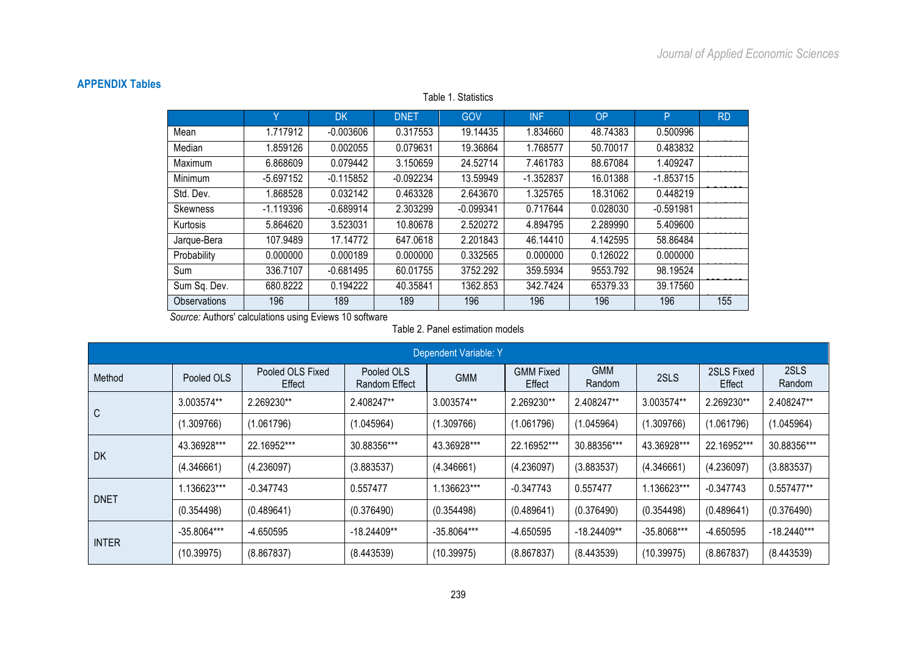## APPENDIX Tables

Table 1. Statistics

| | Y | DK | DNET | GOV | INF | OP | P | RD |
|---|---|---|---|---|---|---|---|---|
| Mean | 1.717912 | -0.003606 | 0.317553 | 19.14435 | 1.834660 | 48.74383 | 0.500996 | |
| Median | 1.859126 | 0.002055 | 0.079631 | 19.36864 | 1.768577 | 50.70017 | 0.483832 | |
| Maximum | 6.868609 | 0.079442 | 3.150659 | 24.52714 | 7.461783 | 88.67084 | 1.409247 | |
| Minimum | -5.697152 | -0.115852 | -0.092234 | 13.59949 | -1.352837 | 16.01388 | -1.853715 | |
| Std. Dev. | 1.868528 | 0.032142 | 0.463328 | 2.643670 | 1.325765 | 18.31062 | 0.448219 | |
| Skewness | -1.119396 | -0.689914 | 2.303299 | -0.099341 | 0.717644 | 0.028030 | -0.591981 | |
| Kurtosis | 5.864620 | 3.523031 | 10.80678 | 2.520272 | 4.894795 | 2.289990 | 5.409600 | |
| Jarque-Bera | 107.9489 | 17.14772 | 647.0618 | 2.201843 | 46.14410 | 4.142595 | 58.86484 | |
| Probability | 0.000000 | 0.000189 | 0.000000 | 0.332565 | 0.000000 | 0.126022 | 0.000000 | |
| Sum | 336.7107 | -0.681495 | 60.01755 | 3752.292 | 359.5934 | 9553.792 | 98.19524 | |
| Sum Sq. Dev. | 680.8222 | 0.194222 | 40.35841 | 1362.853 | 342.7424 | 65379.33 | 39.17560 | |
| Observations | 196 | 189 | 189 | 196 | 196 | 196 | 196 | 155 |

*Source:* Authors' calculations using Eviews 10 software

Table 2. Panel estimation models

| Dependent Variable: Y | | | | | | | | | |
|---|---|---|---|---|---|---|---|---|---|
| Method | Pooled OLS | Pooled OLS Fixed Effect | Pooled OLS Random Effect | GMM | GMM Fixed Effect | GMM Random | 2SLS | 2SLS Fixed Effect | 2SLS Random |
| C | 3.003574** | 2.269230** | 2.408247** | 3.003574** | 2.269230** | 2.408247** | 3.003574** | 2.269230** | 2.408247** |
| | (1.309766) | (1.061796) | (1.045964) | (1.309766) | (1.061796) | (1.045964) | (1.309766) | (1.061796) | (1.045964) |
| DK | 43.36928*** | 22.16952*** | 30.88356*** | 43.36928*** | 22.16952*** | 30.88356*** | 43.36928*** | 22.16952*** | 30.88356*** |
| | (4.346661) | (4.236097) | (3.883537) | (4.346661) | (4.236097) | (3.883537) | (4.346661) | (4.236097) | (3.883537) |
| DNET | 1.136623*** | -0.347743 | 0.557477 | 1.136623*** | -0.347743 | 0.557477 | 1.136623*** | -0.347743 | 0.557477** |
| | (0.354498) | (0.489641) | (0.376490) | (0.354498) | (0.489641) | (0.376490) | (0.354498) | (0.489641) | (0.376490) |
| INTER | -35.8064*** | -4.650595 | -18.24409** | -35.8064*** | -4.650595 | -18.24409** | -35.8068*** | -4.650595 | -18.2440*** |
| | (10.39975) | (8.867837) | (8.443539) | (10.39975) | (8.867837) | (8.443539) | (10.39975) | (8.867837) | (8.443539) |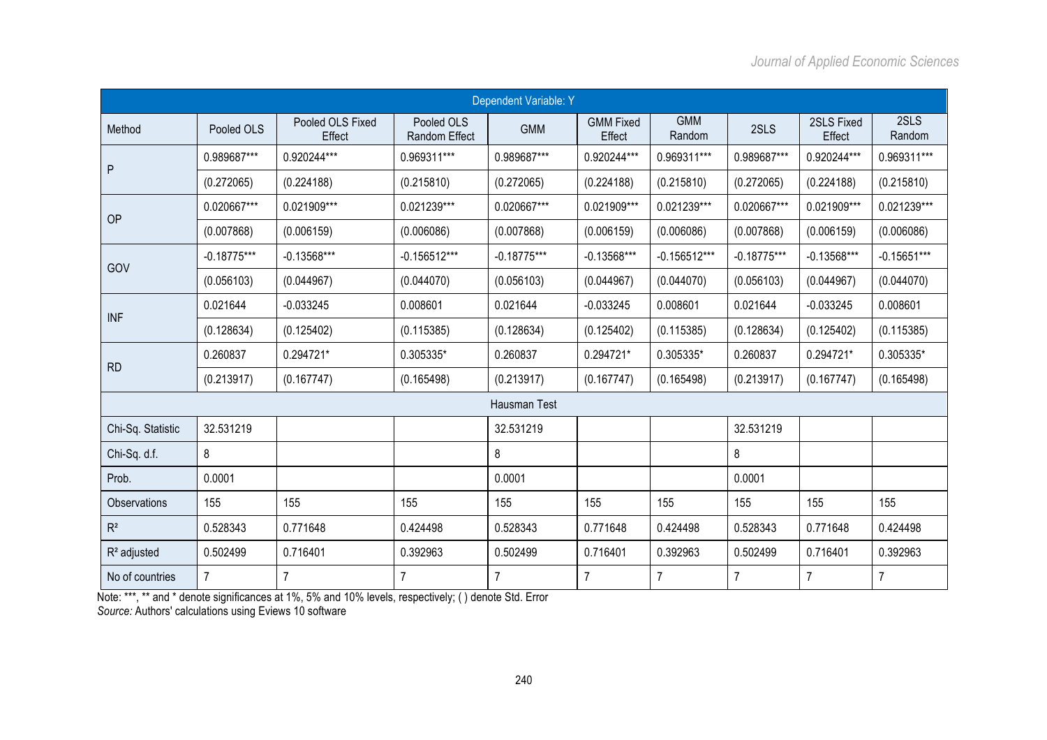| Dependent Variable: Y | | | | | | | | | |
|---|---|---|---|---|---|---|---|---|---|
| Method | Pooled OLS | Pooled OLS Fixed Effect | Pooled OLS Random Effect | GMM | GMM Fixed Effect | GMM Random | 2SLS | 2SLS Fixed Effect | 2SLS Random |
| P | 0.989687*** | 0.920244*** | 0.969311*** | 0.989687*** | 0.920244*** | 0.969311*** | 0.989687*** | 0.920244*** | 0.969311*** |
| | (0.272065) | (0.224188) | (0.215810) | (0.272065) | (0.224188) | (0.215810) | (0.272065) | (0.224188) | (0.215810) |
| OP | 0.020667*** | 0.021909*** | 0.021239*** | 0.020667*** | 0.021909*** | 0.021239*** | 0.020667*** | 0.021909*** | 0.021239*** |
| | (0.007868) | (0.006159) | (0.006086) | (0.007868) | (0.006159) | (0.006086) | (0.007868) | (0.006159) | (0.006086) |
| GOV | -0.18775*** | -0.13568*** | -0.156512*** | -0.18775*** | -0.13568*** | -0.156512*** | -0.18775*** | -0.13568*** | -0.15651*** |
| | (0.056103) | (0.044967) | (0.044070) | (0.056103) | (0.044967) | (0.044070) | (0.056103) | (0.044967) | (0.044070) |
| INF | 0.021644 | -0.033245 | 0.008601 | 0.021644 | -0.033245 | 0.008601 | 0.021644 | -0.033245 | 0.008601 |
| | (0.128634) | (0.125402) | (0.115385) | (0.128634) | (0.125402) | (0.115385) | (0.128634) | (0.125402) | (0.115385) |
| RD | 0.260837 | 0.294721* | 0.305335* | 0.260837 | 0.294721* | 0.305335* | 0.260837 | 0.294721* | 0.305335* |
| | (0.213917) | (0.167747) | (0.165498) | (0.213917) | (0.167747) | (0.165498) | (0.213917) | (0.167747) | (0.165498) |
| Hausman Test | | | | | | | | | |
| Chi-Sq. Statistic | 32.531219 | | | 32.531219 | | | 32.531219 | | |
| Chi-Sq. d.f. | 8 | | | 8 | | | 8 | | |
| Prob. | 0.0001 | | | 0.0001 | | | 0.0001 | | |
| Observations | 155 | 155 | 155 | 155 | 155 | 155 | 155 | 155 | 155 |
| $R^2$ | 0.528343 | 0.771648 | 0.424498 | 0.528343 | 0.771648 | 0.424498 | 0.528343 | 0.771648 | 0.424498 |
| $R^2$ adjusted | 0.502499 | 0.716401 | 0.392963 | 0.502499 | 0.716401 | 0.392963 | 0.502499 | 0.716401 | 0.392963 |
| No of countries | 7 | 7 | 7 | 7 | 7 | 7 | 7 | 7 | 7 |

Note: ***, ** and * denote significances at 1%, 5% and 10% levels, respectively; ( ) denote Std. Error
*Source:* Authors' calculations using Eviews 10 software